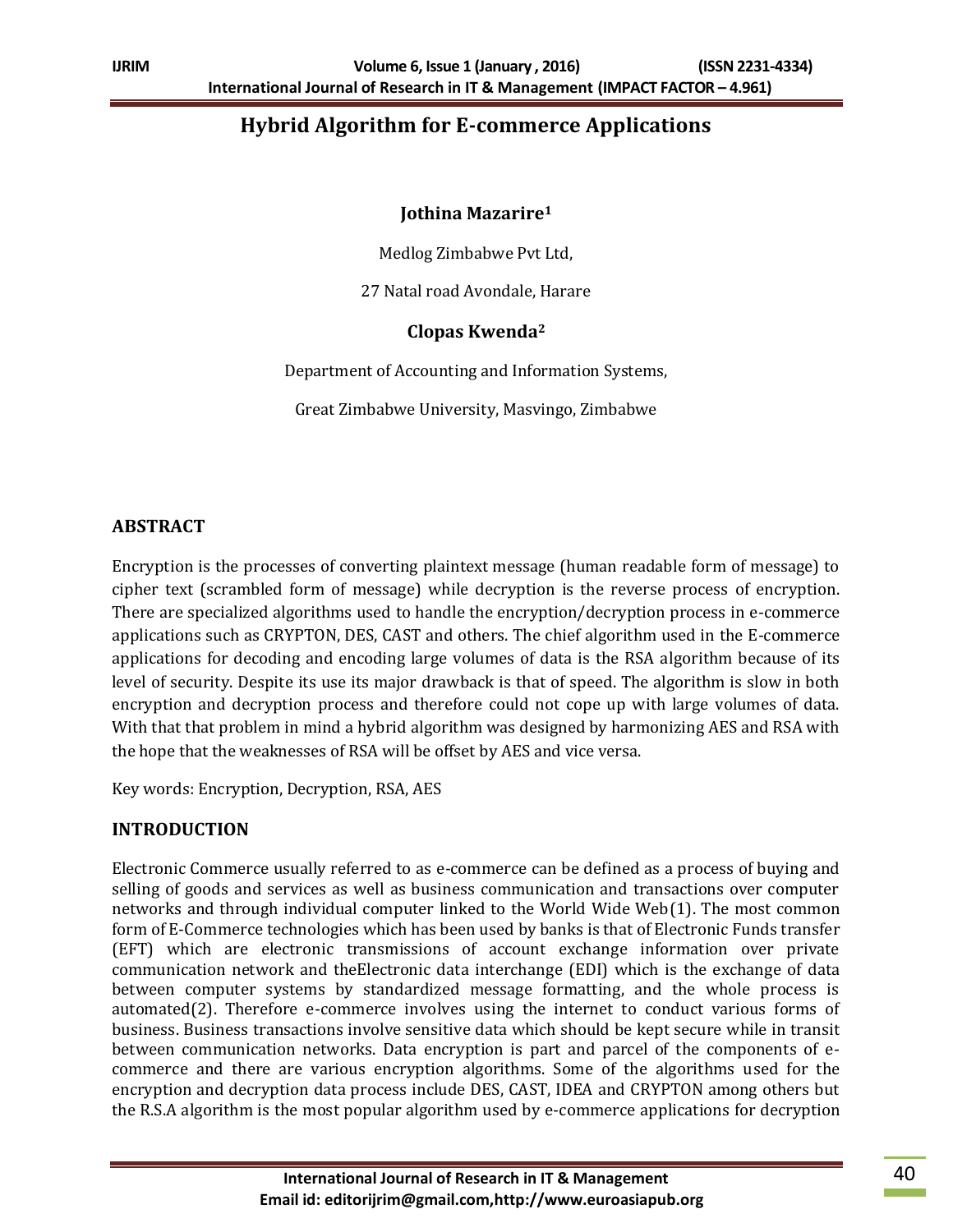# Hybrid Algorithm for E-commerce Applications

**Jothina Mazarire[1]**

Medlog Zimbabwe Pvt Ltd,

27 Natal road Avondale, Harare

**Clopas Kwenda[2]**

Department of Accounting and Information Systems,

Great Zimbabwe University, Masvingo, Zimbabwe

## ABSTRACT

Encryption is the processes of converting plaintext message (human readable form of message) to cipher text (scrambled form of message) while decryption is the reverse process of encryption. There are specialized algorithms used to handle the encryption/decryption process in e-commerce applications such as CRYPTON, DES, CAST and others. The chief algorithm used in the E-commerce applications for decoding and encoding large volumes of data is the RSA algorithm because of its level of security. Despite its use its major drawback is that of speed. The algorithm is slow in both encryption and decryption process and therefore could not cope up with large volumes of data. With that that problem in mind a hybrid algorithm was designed by harmonizing AES and RSA with the hope that the weaknesses of RSA will be offset by AES and vice versa.

Key words: Encryption, Decryption, RSA, AES

## INTRODUCTION

Electronic Commerce usually referred to as e-commerce can be defined as a process of buying and selling of goods and services as well as business communication and transactions over computer networks and through individual computer linked to the World Wide Web(1). The most common form of E-Commerce technologies which has been used by banks is that of Electronic Funds transfer (EFT) which are electronic transmissions of account exchange information over private communication network and theElectronic data interchange (EDI) which is the exchange of data between computer systems by standardized message formatting, and the whole process is automated(2). Therefore e-commerce involves using the internet to conduct various forms of business. Business transactions involve sensitive data which should be kept secure while in transit between communication networks. Data encryption is part and parcel of the components of e-commerce and there are various encryption algorithms. Some of the algorithms used for the encryption and decryption data process include DES, CAST, IDEA and CRYPTON among others but the R.S.A algorithm is the most popular algorithm used by e-commerce applications for decryption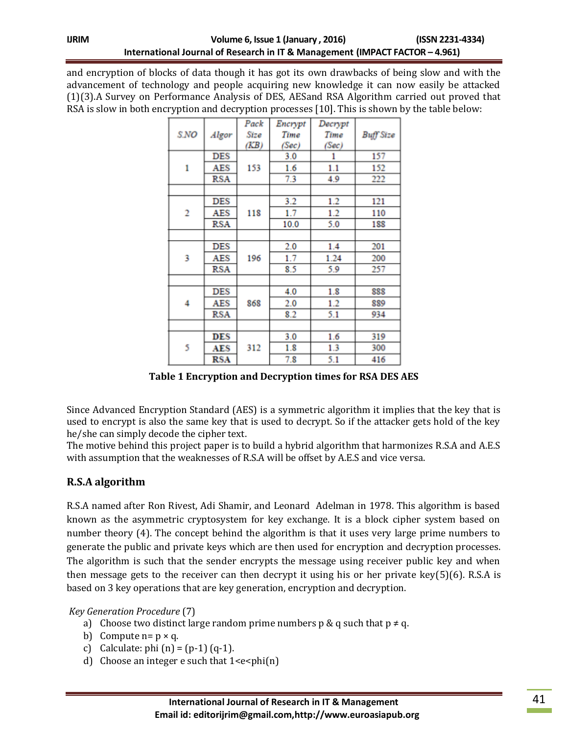and encryption of blocks of data though it has got its own drawbacks of being slow and with the advancement of technology and people acquiring new knowledge it can now easily be attacked (1)(3).A Survey on Performance Analysis of DES, AESand RSA Algorithm carried out proved that RSA is slow in both encryption and decryption processes [10]. This is shown by the table below:

| S.NO | Algor | Pack Size (KB) | Encrypt Time (Sec) | Decrypt Time (Sec) | Buff Size |
|---|---|---|---|---|---|
| 1 | DES | 153 | 3.0 | 1 | 157 |
| | AES | | 1.6 | 1.1 | 152 |
| | RSA | | 7.3 | 4.9 | 222 |
| | | | | | |
| 2 | DES | 118 | 3.2 | 1.2 | 121 |
| | AES | | 1.7 | 1.2 | 110 |
| | RSA | | 10.0 | 5.0 | 188 |
| | | | | | |
| 3 | DES | 196 | 2.0 | 1.4 | 201 |
| | AES | | 1.7 | 1.24 | 200 |
| | RSA | | 8.5 | 5.9 | 257 |
| | | | | | |
| 4 | DES | 868 | 4.0 | 1.8 | 888 |
| | AES | | 2.0 | 1.2 | 889 |
| | RSA | | 8.2 | 5.1 | 934 |
| | | | | | |
| 5 | DES | 312 | 3.0 | 1.6 | 319 |
| | AES | | 1.8 | 1.3 | 300 |
| | RSA | | 7.8 | 5.1 | 416 |

**Table 1 Encryption and Decryption times for RSA DES AES**

Since Advanced Encryption Standard (AES) is a symmetric algorithm it implies that the key that is used to encrypt is also the same key that is used to decrypt. So if the attacker gets hold of the key he/she can simply decode the cipher text.

The motive behind this project paper is to build a hybrid algorithm that harmonizes R.S.A and A.E.S with assumption that the weaknesses of R.S.A will be offset by A.E.S and vice versa.

## R.S.A algorithm

R.S.A named after Ron Rivest, Adi Shamir, and Leonard Adelman in 1978. This algorithm is based known as the asymmetric cryptosystem for key exchange. It is a block cipher system based on number theory (4). The concept behind the algorithm is that it uses very large prime numbers to generate the public and private keys which are then used for encryption and decryption processes. The algorithm is such that the sender encrypts the message using receiver public key and when then message gets to the receiver can then decrypt it using his or her private key(5)(6). R.S.A is based on 3 key operations that are key generation, encryption and decryption.

*Key Generation Procedure* (7)

a) Choose two distinct large random prime numbers p & q such that $p \neq q$.
b) Compute $n = p \times q$.
c) Calculate: $\phi(n) = (p-1)(q-1)$.
d) Choose an integer e such that $1<e<\phi(n)$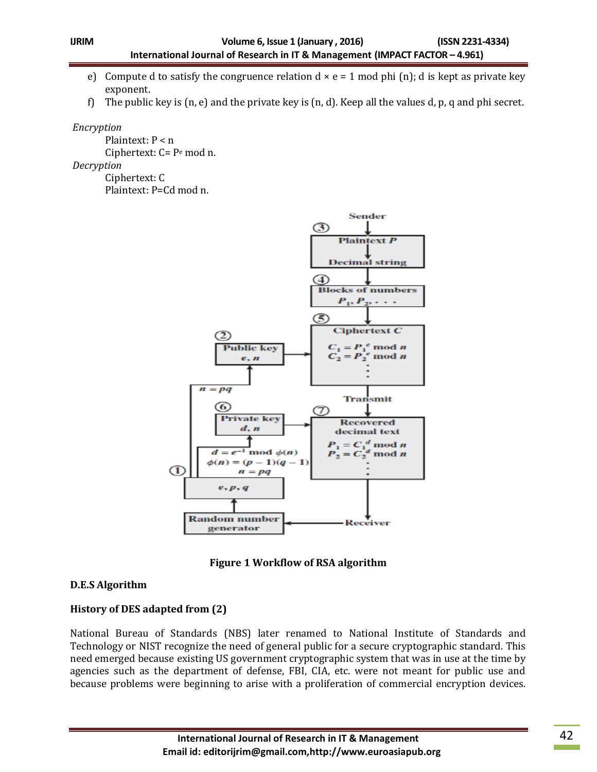e) Compute d to satisfy the congruence relation $d \times e = 1 \bmod \phi(n)$; d is kept as private key exponent.

f) The public key is (n, e) and the private key is (n, d). Keep all the values d, p, q and phi secret.

*Encryption*

Plaintext: $P < n$

Ciphertext: $C = P^e \bmod n$.

*Decryption*

Ciphertext: C

Plaintext: $P = C^d \bmod n$.

**Figure 1 Workflow of RSA algorithm**

**D.E.S Algorithm**

**History of DES adapted from (2)**

National Bureau of Standards (NBS) later renamed to National Institute of Standards and Technology or NIST recognize the need of general public for a secure cryptographic standard. This need emerged because existing US government cryptographic system that was in use at the time by agencies such as the department of defense, FBI, CIA, etc. were not meant for public use and because problems were beginning to arise with a proliferation of commercial encryption devices.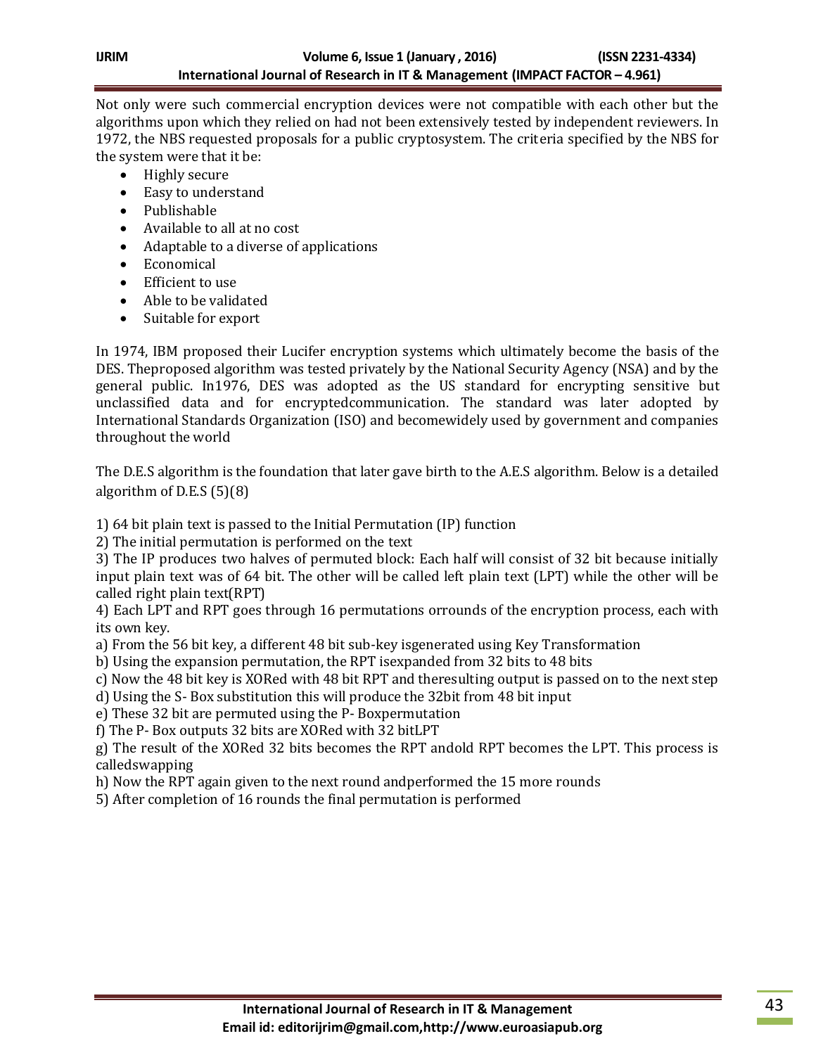Not only were such commercial encryption devices were not compatible with each other but the algorithms upon which they relied on had not been extensively tested by independent reviewers. In 1972, the NBS requested proposals for a public cryptosystem. The criteria specified by the NBS for the system were that it be:

- Highly secure
- Easy to understand
- Publishable
- Available to all at no cost
- Adaptable to a diverse of applications
- Economical
- Efficient to use
- Able to be validated
- Suitable for export

In 1974, IBM proposed their Lucifer encryption systems which ultimately become the basis of the DES. Theproposed algorithm was tested privately by the National Security Agency (NSA) and by the general public. In1976, DES was adopted as the US standard for encrypting sensitive but unclassified data and for encryptedcommunication. The standard was later adopted by International Standards Organization (ISO) and becomewidely used by government and companies throughout the world

The D.E.S algorithm is the foundation that later gave birth to the A.E.S algorithm. Below is a detailed algorithm of D.E.S (5)(8)

1) 64 bit plain text is passed to the Initial Permutation (IP) function
2) The initial permutation is performed on the text
3) The IP produces two halves of permuted block: Each half will consist of 32 bit because initially input plain text was of 64 bit. The other will be called left plain text (LPT) while the other will be called right plain text(RPT)
4) Each LPT and RPT goes through 16 permutations orrounds of the encryption process, each with its own key.
a) From the 56 bit key, a different 48 bit sub-key isgenerated using Key Transformation
b) Using the expansion permutation, the RPT isexpanded from 32 bits to 48 bits
c) Now the 48 bit key is XORed with 48 bit RPT and theresulting output is passed on to the next step
d) Using the S- Box substitution this will produce the 32bit from 48 bit input
e) These 32 bit are permuted using the P- Boxpermutation
f) The P- Box outputs 32 bits are XORed with 32 bitLPT
g) The result of the XORed 32 bits becomes the RPT andold RPT becomes the LPT. This process is calledswapping
h) Now the RPT again given to the next round andperformed the 15 more rounds
5) After completion of 16 rounds the final permutation is performed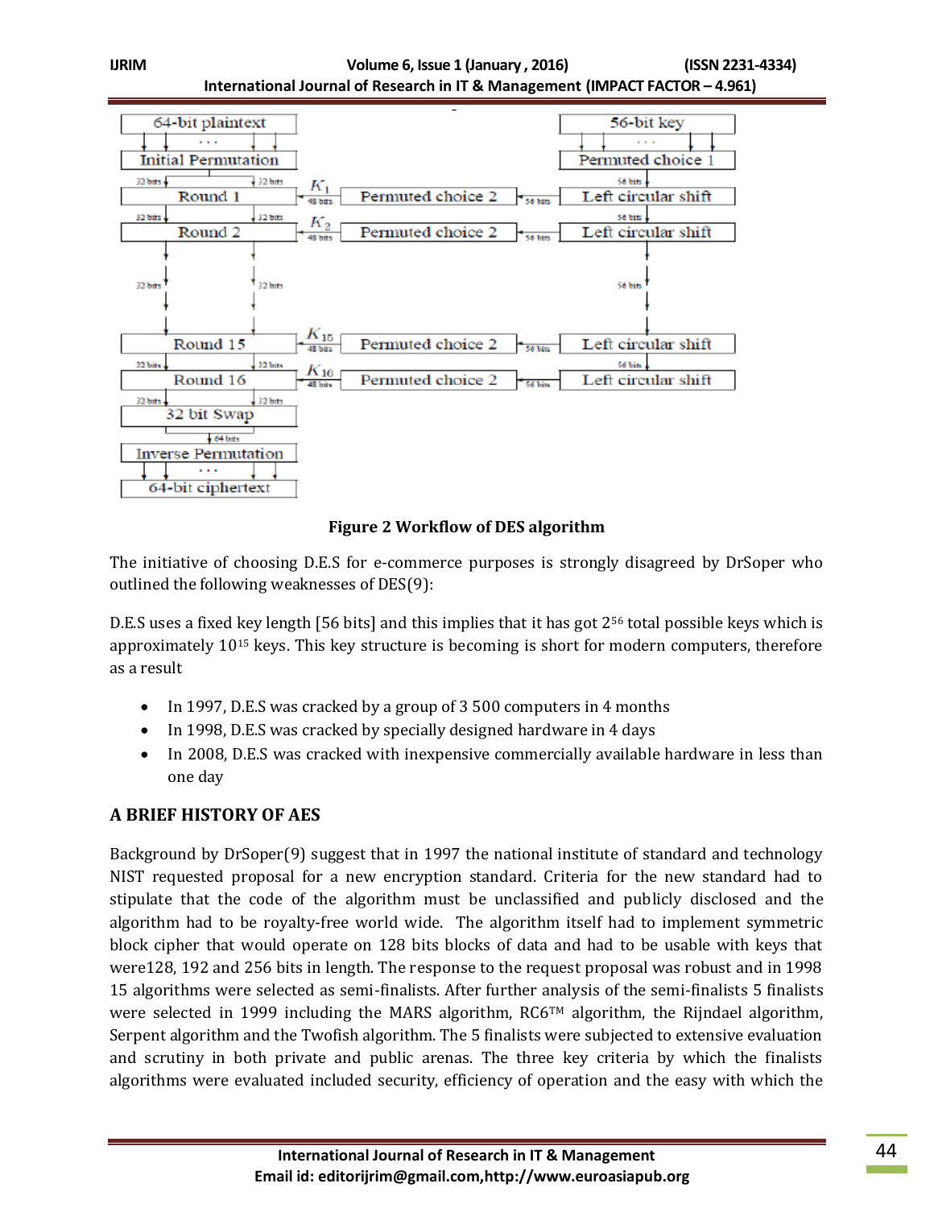Figure 2 Workflow of DES algorithm

The initiative of choosing D.E.S for e-commerce purposes is strongly disagreed by DrSoper who outlined the following weaknesses of DES(9):

D.E.S uses a fixed key length [56 bits] and this implies that it has got $2^{56}$ total possible keys which is approximately $10^{15}$ keys. This key structure is becoming is short for modern computers, therefore as a result

- In 1997, D.E.S was cracked by a group of 3 500 computers in 4 months
- In 1998, D.E.S was cracked by specially designed hardware in 4 days
- In 2008, D.E.S was cracked with inexpensive commercially available hardware in less than one day

## A BRIEF HISTORY OF AES

Background by DrSoper(9) suggest that in 1997 the national institute of standard and technology NIST requested proposal for a new encryption standard. Criteria for the new standard had to stipulate that the code of the algorithm must be unclassified and publicly disclosed and the algorithm had to be royalty-free world wide. The algorithm itself had to implement symmetric block cipher that would operate on 128 bits blocks of data and had to be usable with keys that were128, 192 and 256 bits in length. The response to the request proposal was robust and in 1998 15 algorithms were selected as semi-finalists. After further analysis of the semi-finalists 5 finalists were selected in 1999 including the MARS algorithm, RC6™ algorithm, the Rijndael algorithm, Serpent algorithm and the Twofish algorithm. The 5 finalists were subjected to extensive evaluation and scrutiny in both private and public arenas. The three key criteria by which the finalists algorithms were evaluated included security, efficiency of operation and the easy with which the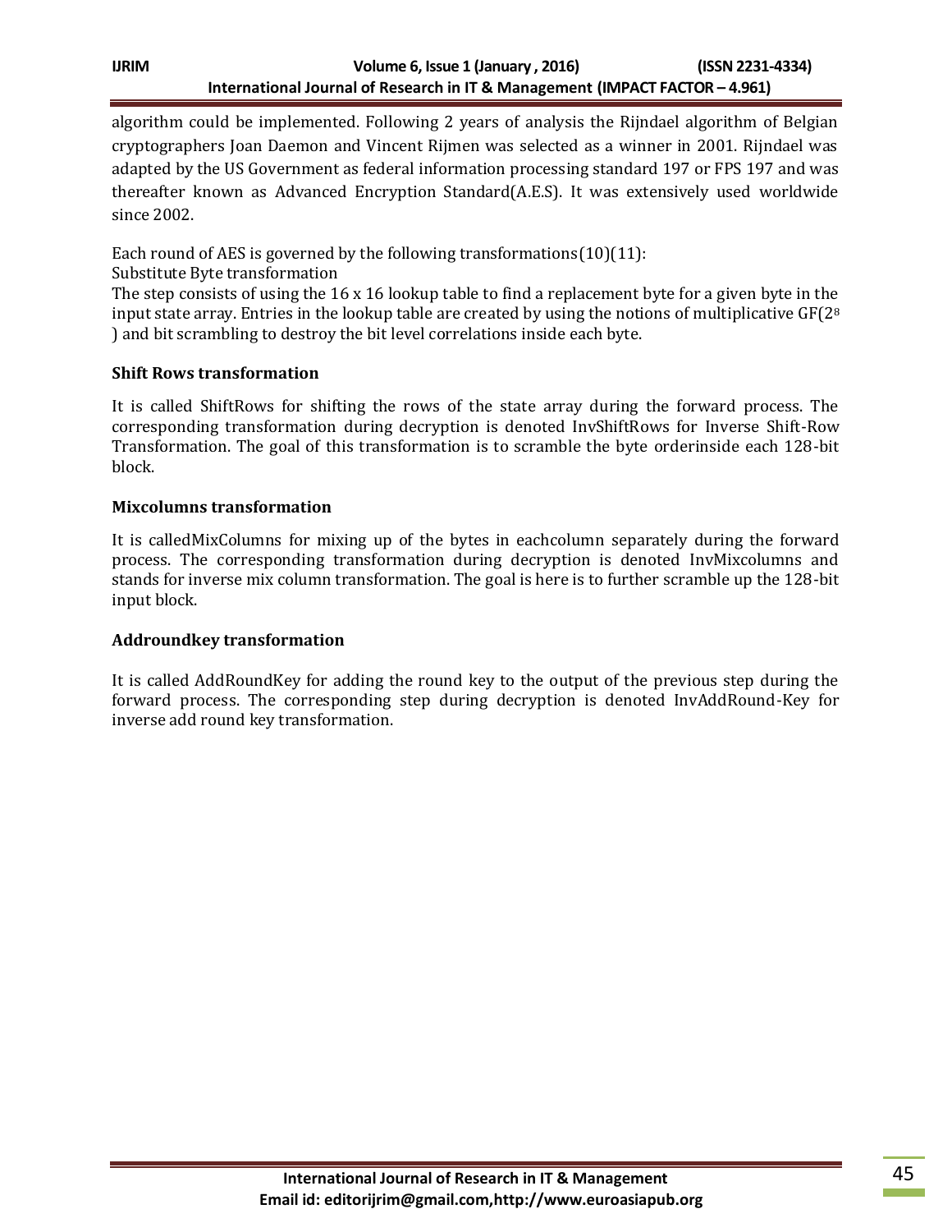algorithm could be implemented. Following 2 years of analysis the Rijndael algorithm of Belgian cryptographers Joan Daemon and Vincent Rijmen was selected as a winner in 2001. Rijndael was adapted by the US Government as federal information processing standard 197 or FPS 197 and was thereafter known as Advanced Encryption Standard(A.E.S). It was extensively used worldwide since 2002.

Each round of AES is governed by the following transformations(10)(11):
Substitute Byte transformation
The step consists of using the 16 x 16 lookup table to find a replacement byte for a given byte in the input state array. Entries in the lookup table are created by using the notions of multiplicative GF($2^8$ ) and bit scrambling to destroy the bit level correlations inside each byte.

**Shift Rows transformation**

It is called ShiftRows for shifting the rows of the state array during the forward process. The corresponding transformation during decryption is denoted InvShiftRows for Inverse Shift-Row Transformation. The goal of this transformation is to scramble the byte orderinside each 128-bit block.

**Mixcolumns transformation**

It is calledMixColumns for mixing up of the bytes in eachcolumn separately during the forward process. The corresponding transformation during decryption is denoted InvMixcolumns and stands for inverse mix column transformation. The goal is here is to further scramble up the 128-bit input block.

**Addroundkey transformation**

It is called AddRoundKey for adding the round key to the output of the previous step during the forward process. The corresponding step during decryption is denoted InvAddRound-Key for inverse add round key transformation.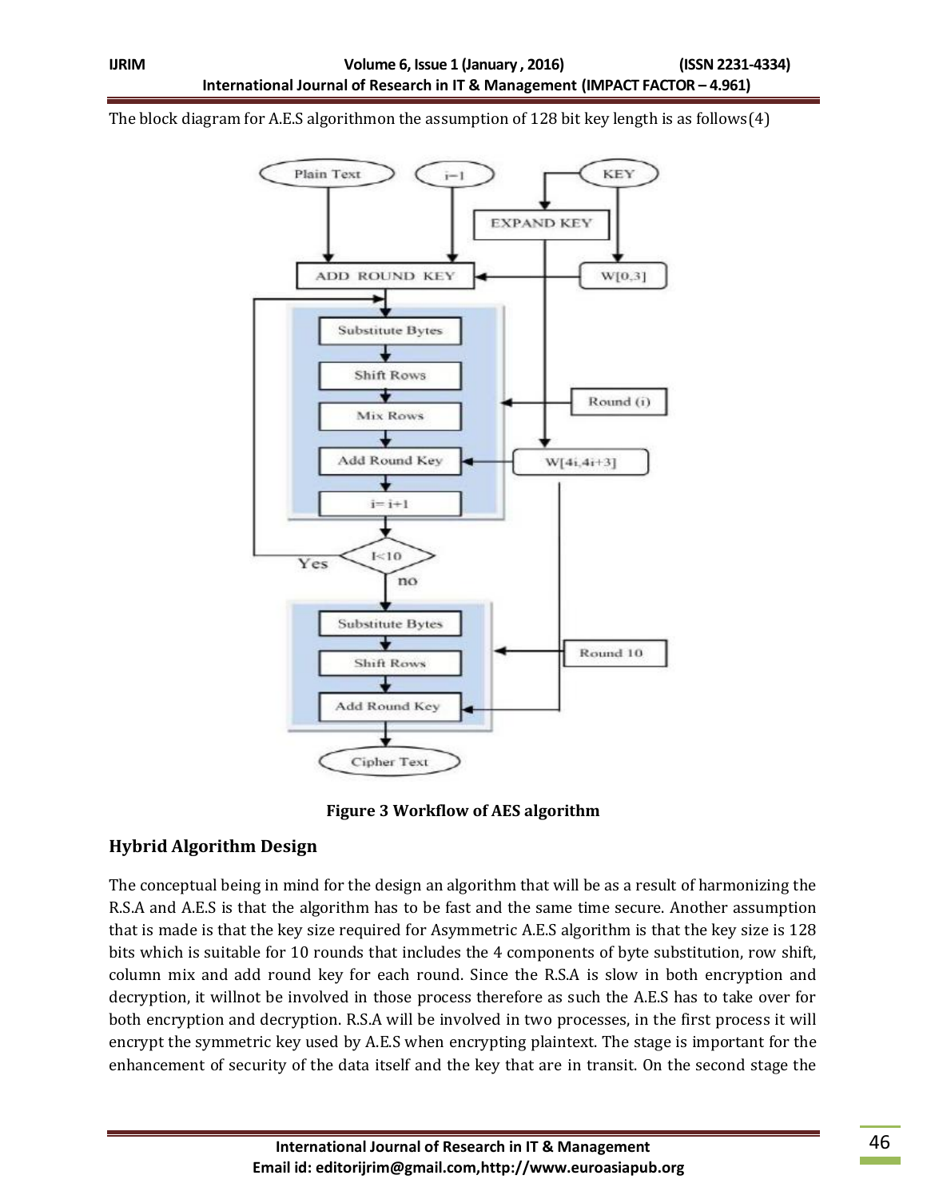The block diagram for A.E.S algorithmon the assumption of 128 bit key length is as follows(4)

**Figure 3 Workflow of AES algorithm**

## Hybrid Algorithm Design

The conceptual being in mind for the design an algorithm that will be as a result of harmonizing the R.S.A and A.E.S is that the algorithm has to be fast and the same time secure. Another assumption that is made is that the key size required for Asymmetric A.E.S algorithm is that the key size is 128 bits which is suitable for 10 rounds that includes the 4 components of byte substitution, row shift, column mix and add round key for each round. Since the R.S.A is slow in both encryption and decryption, it willnot be involved in those process therefore as such the A.E.S has to take over for both encryption and decryption. R.S.A will be involved in two processes, in the first process it will encrypt the symmetric key used by A.E.S when encrypting plaintext. The stage is important for the enhancement of security of the data itself and the key that are in transit. On the second stage the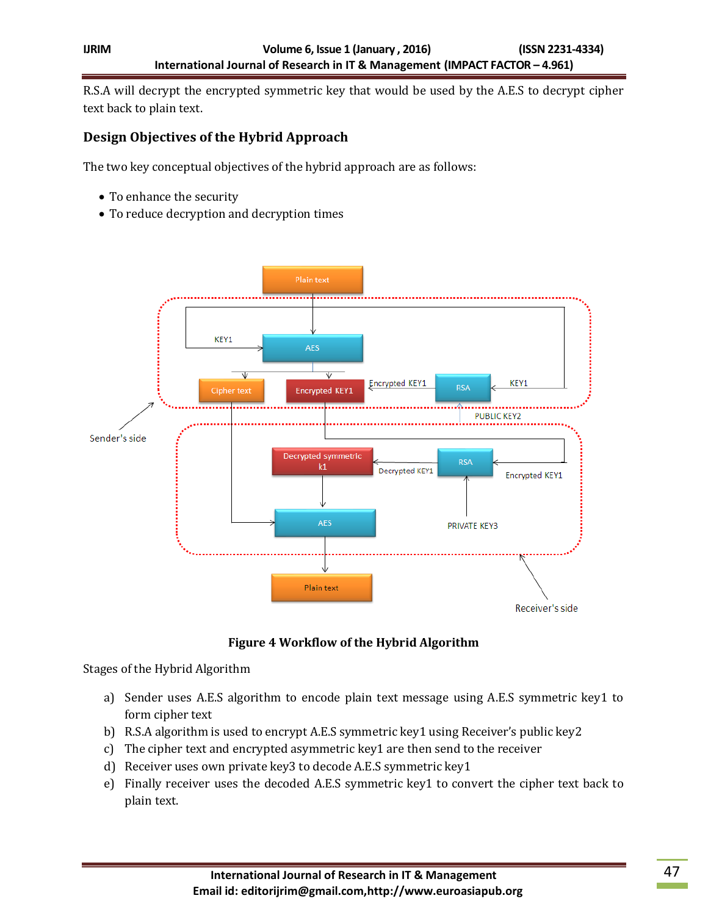R.S.A will decrypt the encrypted symmetric key that would be used by the A.E.S to decrypt cipher text back to plain text.

### Design Objectives of the Hybrid Approach

The two key conceptual objectives of the hybrid approach are as follows:

- To enhance the security
- To reduce decryption and decryption times

**Figure 4 Workflow of the Hybrid Algorithm**

Stages of the Hybrid Algorithm

a) Sender uses A.E.S algorithm to encode plain text message using A.E.S symmetric key1 to form cipher text
b) R.S.A algorithm is used to encrypt A.E.S symmetric key1 using Receiver's public key2
c) The cipher text and encrypted asymmetric key1 are then send to the receiver
d) Receiver uses own private key3 to decode A.E.S symmetric key1
e) Finally receiver uses the decoded A.E.S symmetric key1 to convert the cipher text back to plain text.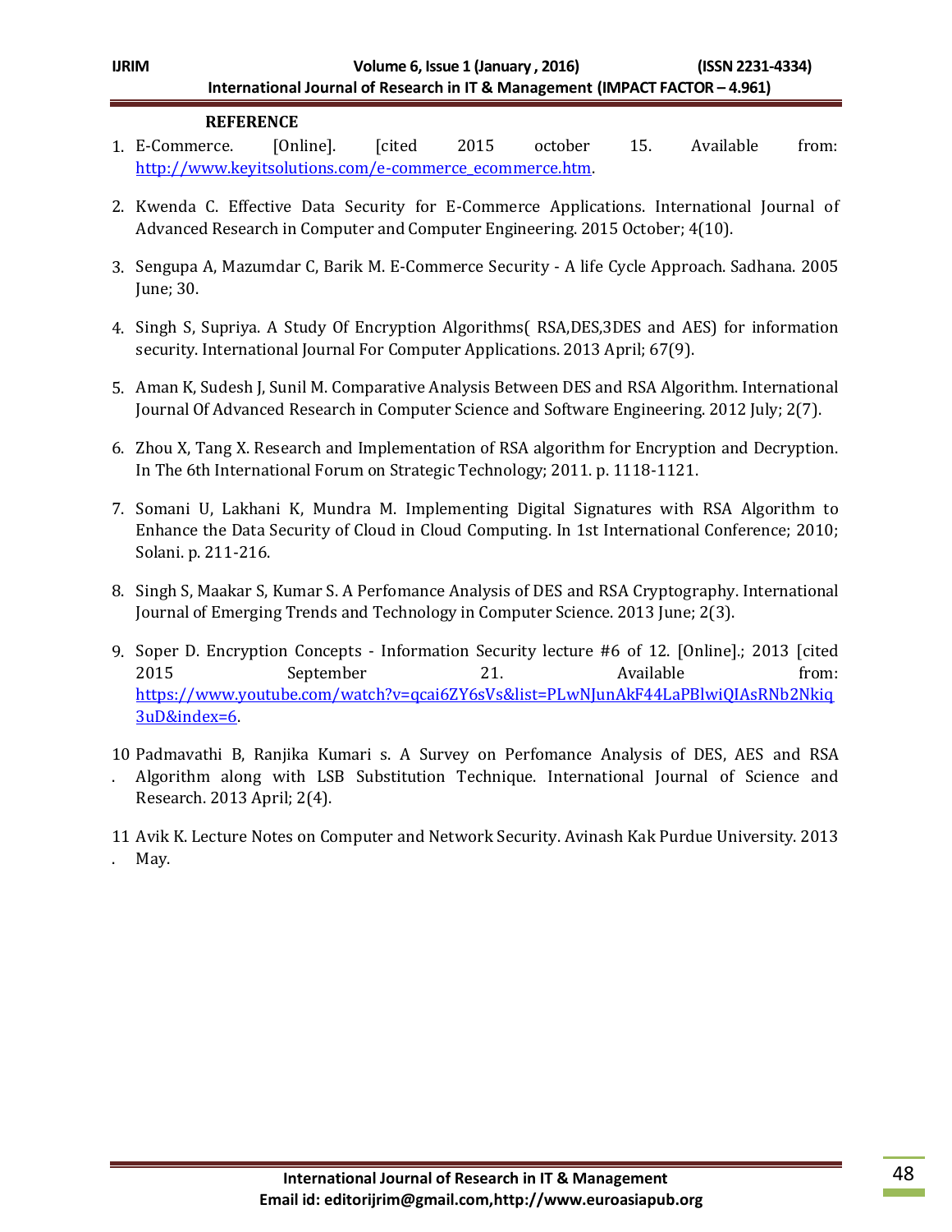## REFERENCE

1. E-Commerce. [Online]. [cited 2015 october 15. Available from: http://www.keyitsolutions.com/e-commerce_ecommerce.htm.
2. Kwenda C. Effective Data Security for E-Commerce Applications. International Journal of Advanced Research in Computer and Computer Engineering. 2015 October; 4(10).
3. Sengupa A, Mazumdar C, Barik M. E-Commerce Security - A life Cycle Approach. Sadhana. 2005 June; 30.
4. Singh S, Supriya. A Study Of Encryption Algorithms( RSA,DES,3DES and AES) for information security. International Journal For Computer Applications. 2013 April; 67(9).
5. Aman K, Sudesh J, Sunil M. Comparative Analysis Between DES and RSA Algorithm. International Journal Of Advanced Research in Computer Science and Software Engineering. 2012 July; 2(7).
6. Zhou X, Tang X. Research and Implementation of RSA algorithm for Encryption and Decryption. In The 6th International Forum on Strategic Technology; 2011. p. 1118-1121.
7. Somani U, Lakhani K, Mundra M. Implementing Digital Signatures with RSA Algorithm to Enhance the Data Security of Cloud in Cloud Computing. In 1st International Conference; 2010; Solani. p. 211-216.
8. Singh S, Maakar S, Kumar S. A Perfomance Analysis of DES and RSA Cryptography. International Journal of Emerging Trends and Technology in Computer Science. 2013 June; 2(3).
9. Soper D. Encryption Concepts - Information Security lecture #6 of 12. [Online].; 2013 [cited 2015 September 21. Available from: https://www.youtube.com/watch?v=qcai6ZY6sVs&list=PLwNJunAkF44LaPBlwiQIAsRNb2Nkiq3uD&index=6.
10. Padmavathi B, Ranjika Kumari s. A Survey on Perfomance Analysis of DES, AES and RSA Algorithm along with LSB Substitution Technique. International Journal of Science and Research. 2013 April; 2(4).
11. Avik K. Lecture Notes on Computer and Network Security. Avinash Kak Purdue University. 2013 May.